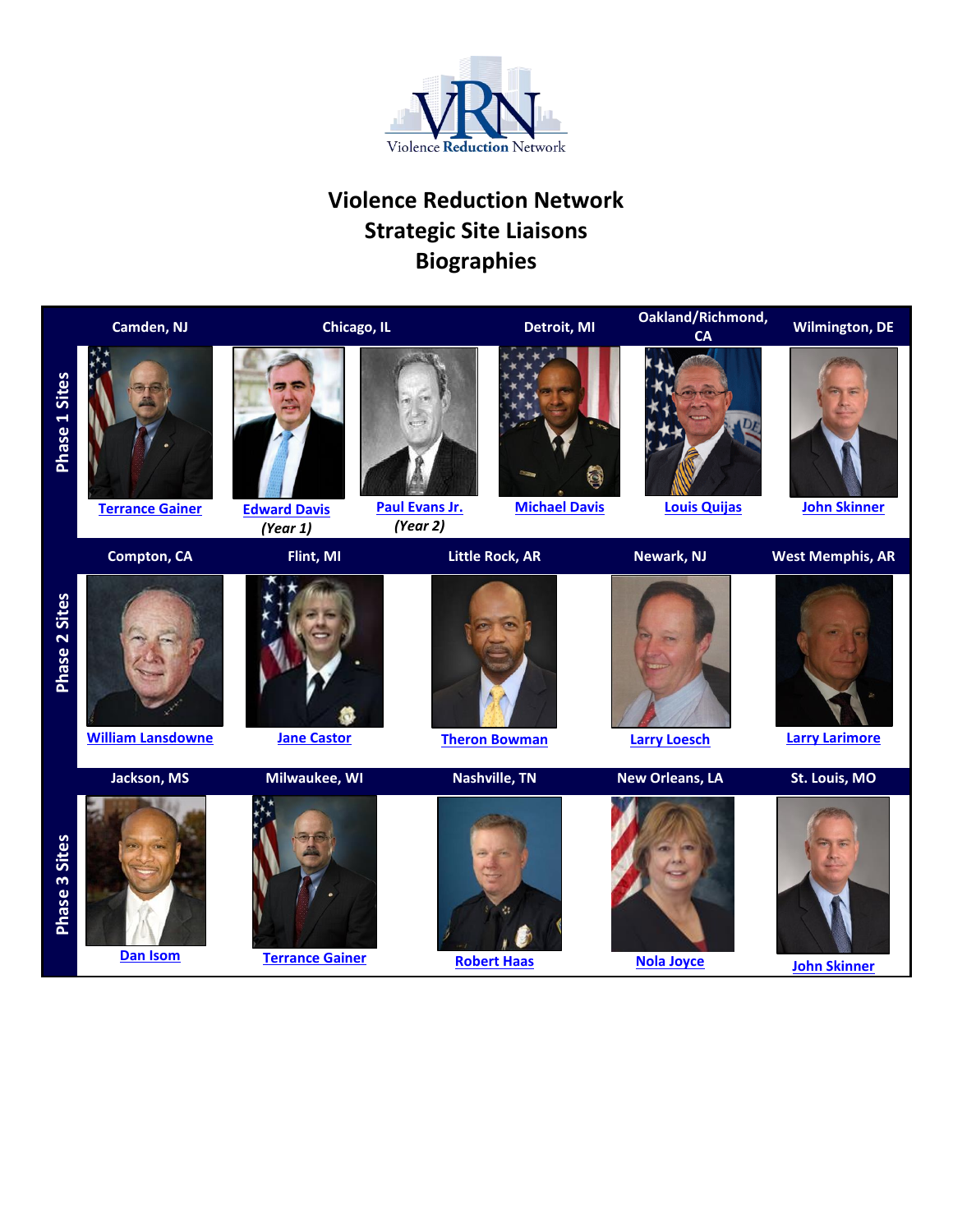# Violence Reduction Network
## Strategic Site Liaisons
## Biographies

| | | | | | | |
|---|---|---|---|---|---|---|
| **Phase 1 Sites** | **Camden, NJ** | **Chicago, IL** | | **Detroit, MI** | **Oakland/Richmond, CA** | **Wilmington, DE** |
| | Terrance Gainer | Edward Davis *(Year 1)* | Paul Evans Jr. *(Year 2)* | Michael Davis | Louis Quijas | John Skinner |

| | | | | | |
|---|---|---|---|---|---|
| **Phase 2 Sites** | **Compton, CA** | **Flint, MI** | **Little Rock, AR** | **Newark, NJ** | **West Memphis, AR** |
| | William Lansdowne | Jane Castor | Theron Bowman | Larry Loesch | Larry Larimore |

| | | | | | |
|---|---|---|---|---|---|
| **Phase 3 Sites** | **Jackson, MS** | **Milwaukee, WI** | **Nashville, TN** | **New Orleans, LA** | **St. Louis, MO** |
| | Dan Isom | Terrance Gainer | Robert Haas | Nola Joyce | John Skinner |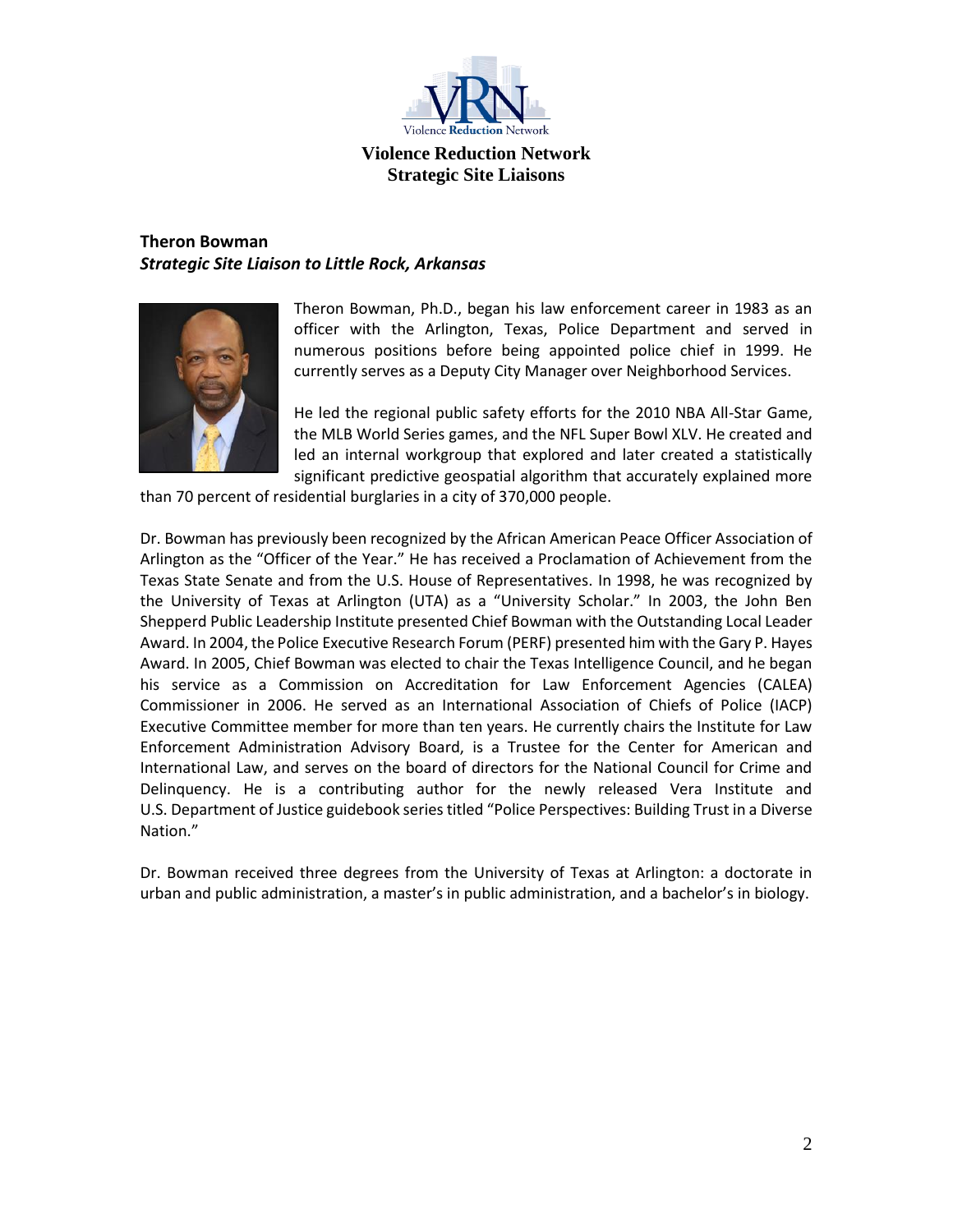# Violence Reduction Network
## Strategic Site Liaisons

**Theron Bowman**
***Strategic Site Liaison to Little Rock, Arkansas***

Theron Bowman, Ph.D., began his law enforcement career in 1983 as an officer with the Arlington, Texas, Police Department and served in numerous positions before being appointed police chief in 1999. He currently serves as a Deputy City Manager over Neighborhood Services.

He led the regional public safety efforts for the 2010 NBA All-Star Game, the MLB World Series games, and the NFL Super Bowl XLV. He created and led an internal workgroup that explored and later created a statistically significant predictive geospatial algorithm that accurately explained more than 70 percent of residential burglaries in a city of 370,000 people.

Dr. Bowman has previously been recognized by the African American Peace Officer Association of Arlington as the "Officer of the Year." He has received a Proclamation of Achievement from the Texas State Senate and from the U.S. House of Representatives. In 1998, he was recognized by the University of Texas at Arlington (UTA) as a "University Scholar." In 2003, the John Ben Shepperd Public Leadership Institute presented Chief Bowman with the Outstanding Local Leader Award. In 2004, the Police Executive Research Forum (PERF) presented him with the Gary P. Hayes Award. In 2005, Chief Bowman was elected to chair the Texas Intelligence Council, and he began his service as a Commission on Accreditation for Law Enforcement Agencies (CALEA) Commissioner in 2006. He served as an International Association of Chiefs of Police (IACP) Executive Committee member for more than ten years. He currently chairs the Institute for Law Enforcement Administration Advisory Board, is a Trustee for the Center for American and International Law, and serves on the board of directors for the National Council for Crime and Delinquency. He is a contributing author for the newly released Vera Institute and U.S. Department of Justice guidebook series titled "Police Perspectives: Building Trust in a Diverse Nation."

Dr. Bowman received three degrees from the University of Texas at Arlington: a doctorate in urban and public administration, a master's in public administration, and a bachelor's in biology.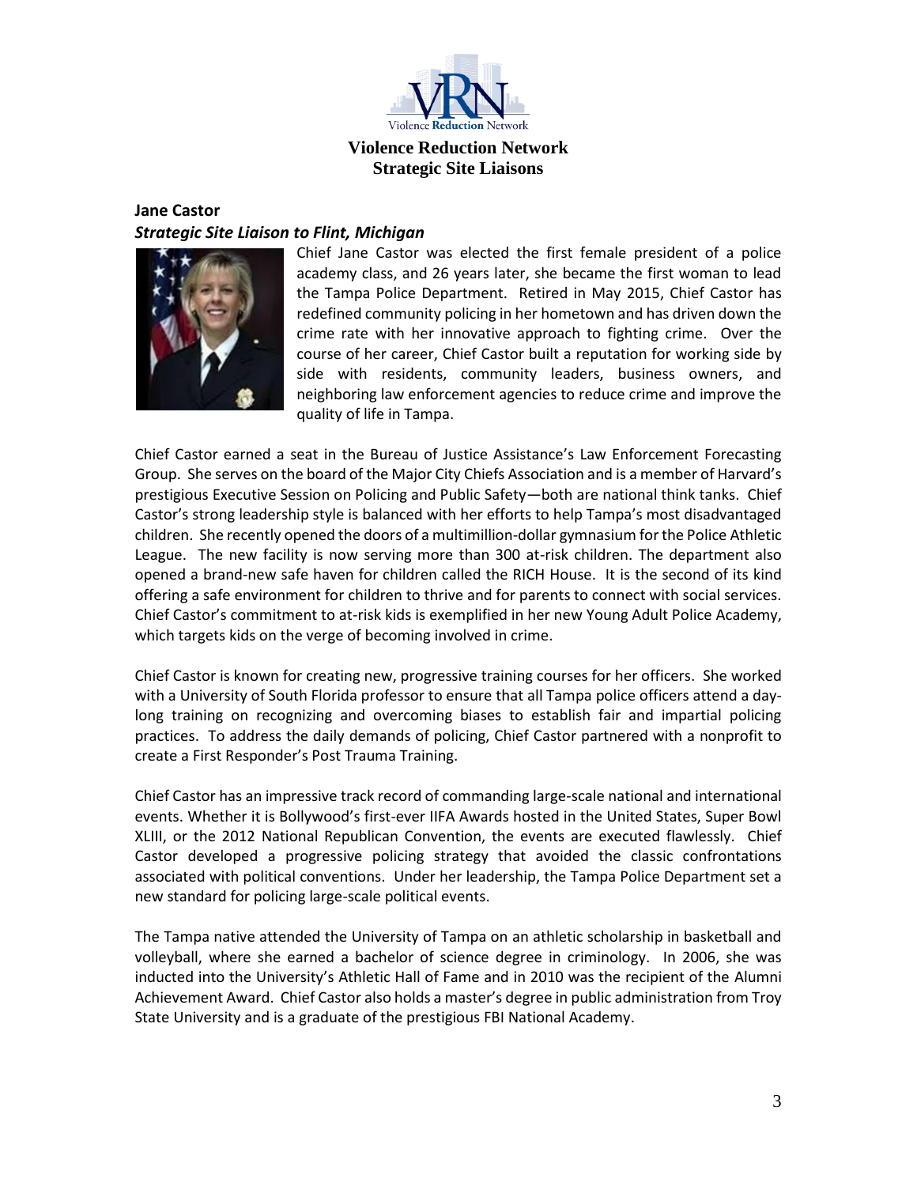# Violence Reduction Network
## Strategic Site Liaisons

**Jane Castor**
***Strategic Site Liaison to Flint, Michigan***

Chief Jane Castor was elected the first female president of a police academy class, and 26 years later, she became the first woman to lead the Tampa Police Department. Retired in May 2015, Chief Castor has redefined community policing in her hometown and has driven down the crime rate with her innovative approach to fighting crime. Over the course of her career, Chief Castor built a reputation for working side by side with residents, community leaders, business owners, and neighboring law enforcement agencies to reduce crime and improve the quality of life in Tampa.

Chief Castor earned a seat in the Bureau of Justice Assistance's Law Enforcement Forecasting Group. She serves on the board of the Major City Chiefs Association and is a member of Harvard's prestigious Executive Session on Policing and Public Safety—both are national think tanks. Chief Castor's strong leadership style is balanced with her efforts to help Tampa's most disadvantaged children. She recently opened the doors of a multimillion-dollar gymnasium for the Police Athletic League. The new facility is now serving more than 300 at-risk children. The department also opened a brand-new safe haven for children called the RICH House. It is the second of its kind offering a safe environment for children to thrive and for parents to connect with social services. Chief Castor's commitment to at-risk kids is exemplified in her new Young Adult Police Academy, which targets kids on the verge of becoming involved in crime.

Chief Castor is known for creating new, progressive training courses for her officers. She worked with a University of South Florida professor to ensure that all Tampa police officers attend a day-long training on recognizing and overcoming biases to establish fair and impartial policing practices. To address the daily demands of policing, Chief Castor partnered with a nonprofit to create a First Responder's Post Trauma Training.

Chief Castor has an impressive track record of commanding large-scale national and international events. Whether it is Bollywood's first-ever IIFA Awards hosted in the United States, Super Bowl XLIII, or the 2012 National Republican Convention, the events are executed flawlessly. Chief Castor developed a progressive policing strategy that avoided the classic confrontations associated with political conventions. Under her leadership, the Tampa Police Department set a new standard for policing large-scale political events.

The Tampa native attended the University of Tampa on an athletic scholarship in basketball and volleyball, where she earned a bachelor of science degree in criminology. In 2006, she was inducted into the University's Athletic Hall of Fame and in 2010 was the recipient of the Alumni Achievement Award. Chief Castor also holds a master's degree in public administration from Troy State University and is a graduate of the prestigious FBI National Academy.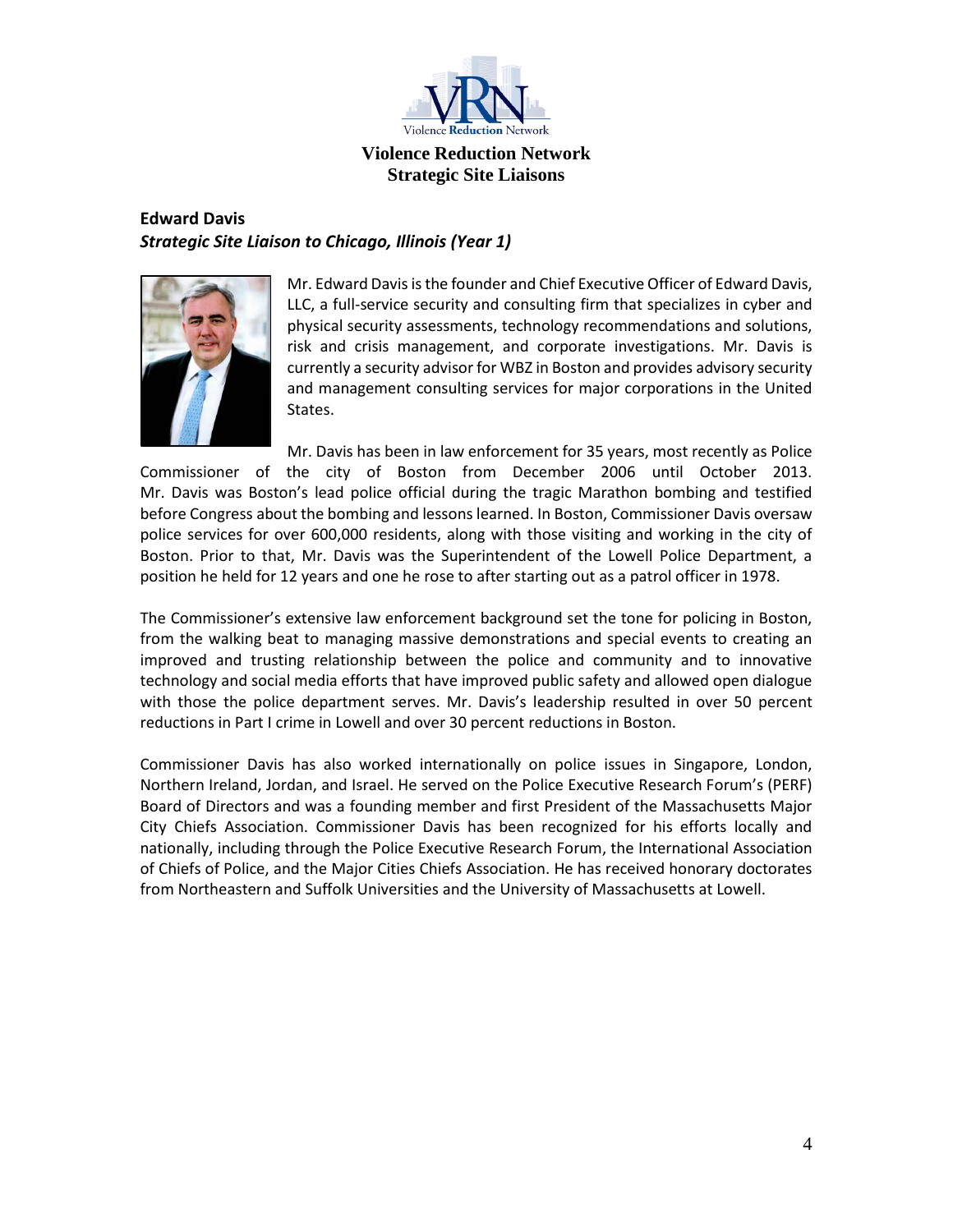# Violence Reduction Network
## Strategic Site Liaisons

**Edward Davis**
***Strategic Site Liaison to Chicago, Illinois (Year 1)***

Mr. Edward Davis is the founder and Chief Executive Officer of Edward Davis, LLC, a full-service security and consulting firm that specializes in cyber and physical security assessments, technology recommendations and solutions, risk and crisis management, and corporate investigations. Mr. Davis is currently a security advisor for WBZ in Boston and provides advisory security and management consulting services for major corporations in the United States.

Mr. Davis has been in law enforcement for 35 years, most recently as Police Commissioner of the city of Boston from December 2006 until October 2013. Mr. Davis was Boston's lead police official during the tragic Marathon bombing and testified before Congress about the bombing and lessons learned. In Boston, Commissioner Davis oversaw police services for over 600,000 residents, along with those visiting and working in the city of Boston. Prior to that, Mr. Davis was the Superintendent of the Lowell Police Department, a position he held for 12 years and one he rose to after starting out as a patrol officer in 1978.

The Commissioner's extensive law enforcement background set the tone for policing in Boston, from the walking beat to managing massive demonstrations and special events to creating an improved and trusting relationship between the police and community and to innovative technology and social media efforts that have improved public safety and allowed open dialogue with those the police department serves. Mr. Davis's leadership resulted in over 50 percent reductions in Part I crime in Lowell and over 30 percent reductions in Boston.

Commissioner Davis has also worked internationally on police issues in Singapore, London, Northern Ireland, Jordan, and Israel. He served on the Police Executive Research Forum's (PERF) Board of Directors and was a founding member and first President of the Massachusetts Major City Chiefs Association. Commissioner Davis has been recognized for his efforts locally and nationally, including through the Police Executive Research Forum, the International Association of Chiefs of Police, and the Major Cities Chiefs Association. He has received honorary doctorates from Northeastern and Suffolk Universities and the University of Massachusetts at Lowell.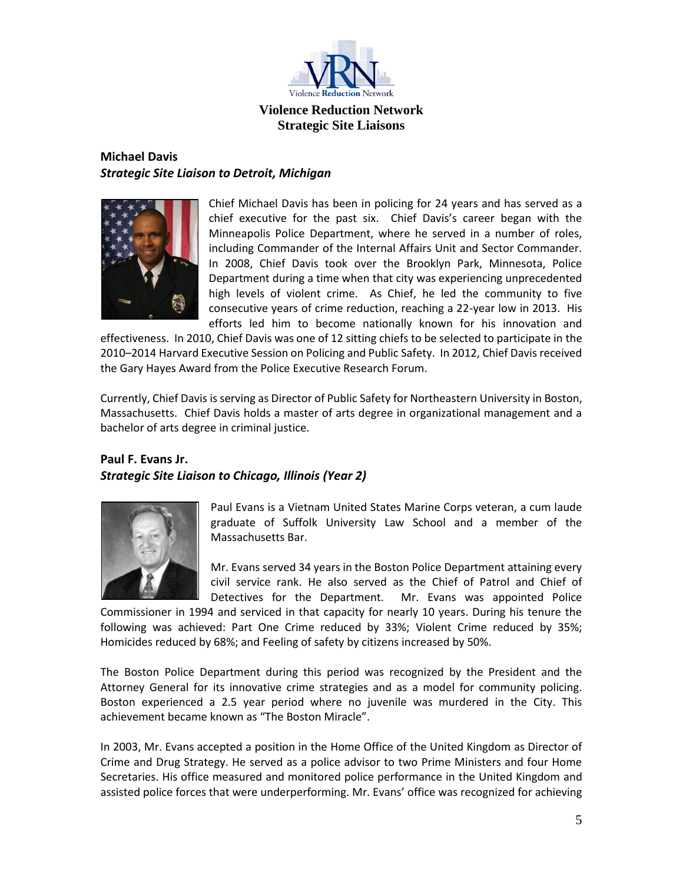# Violence Reduction Network
## Strategic Site Liaisons

**Michael Davis**
***Strategic Site Liaison to Detroit, Michigan***

Chief Michael Davis has been in policing for 24 years and has served as a chief executive for the past six. Chief Davis's career began with the Minneapolis Police Department, where he served in a number of roles, including Commander of the Internal Affairs Unit and Sector Commander. In 2008, Chief Davis took over the Brooklyn Park, Minnesota, Police Department during a time when that city was experiencing unprecedented high levels of violent crime. As Chief, he led the community to five consecutive years of crime reduction, reaching a 22-year low in 2013. His efforts led him to become nationally known for his innovation and effectiveness. In 2010, Chief Davis was one of 12 sitting chiefs to be selected to participate in the 2010–2014 Harvard Executive Session on Policing and Public Safety. In 2012, Chief Davis received the Gary Hayes Award from the Police Executive Research Forum.

Currently, Chief Davis is serving as Director of Public Safety for Northeastern University in Boston, Massachusetts. Chief Davis holds a master of arts degree in organizational management and a bachelor of arts degree in criminal justice.

**Paul F. Evans Jr.**
***Strategic Site Liaison to Chicago, Illinois (Year 2)***

Paul Evans is a Vietnam United States Marine Corps veteran, a cum laude graduate of Suffolk University Law School and a member of the Massachusetts Bar.

Mr. Evans served 34 years in the Boston Police Department attaining every civil service rank. He also served as the Chief of Patrol and Chief of Detectives for the Department. Mr. Evans was appointed Police Commissioner in 1994 and serviced in that capacity for nearly 10 years. During his tenure the following was achieved: Part One Crime reduced by 33%; Violent Crime reduced by 35%; Homicides reduced by 68%; and Feeling of safety by citizens increased by 50%.

The Boston Police Department during this period was recognized by the President and the Attorney General for its innovative crime strategies and as a model for community policing. Boston experienced a 2.5 year period where no juvenile was murdered in the City. This achievement became known as "The Boston Miracle".

In 2003, Mr. Evans accepted a position in the Home Office of the United Kingdom as Director of Crime and Drug Strategy. He served as a police advisor to two Prime Ministers and four Home Secretaries. His office measured and monitored police performance in the United Kingdom and assisted police forces that were underperforming. Mr. Evans' office was recognized for achieving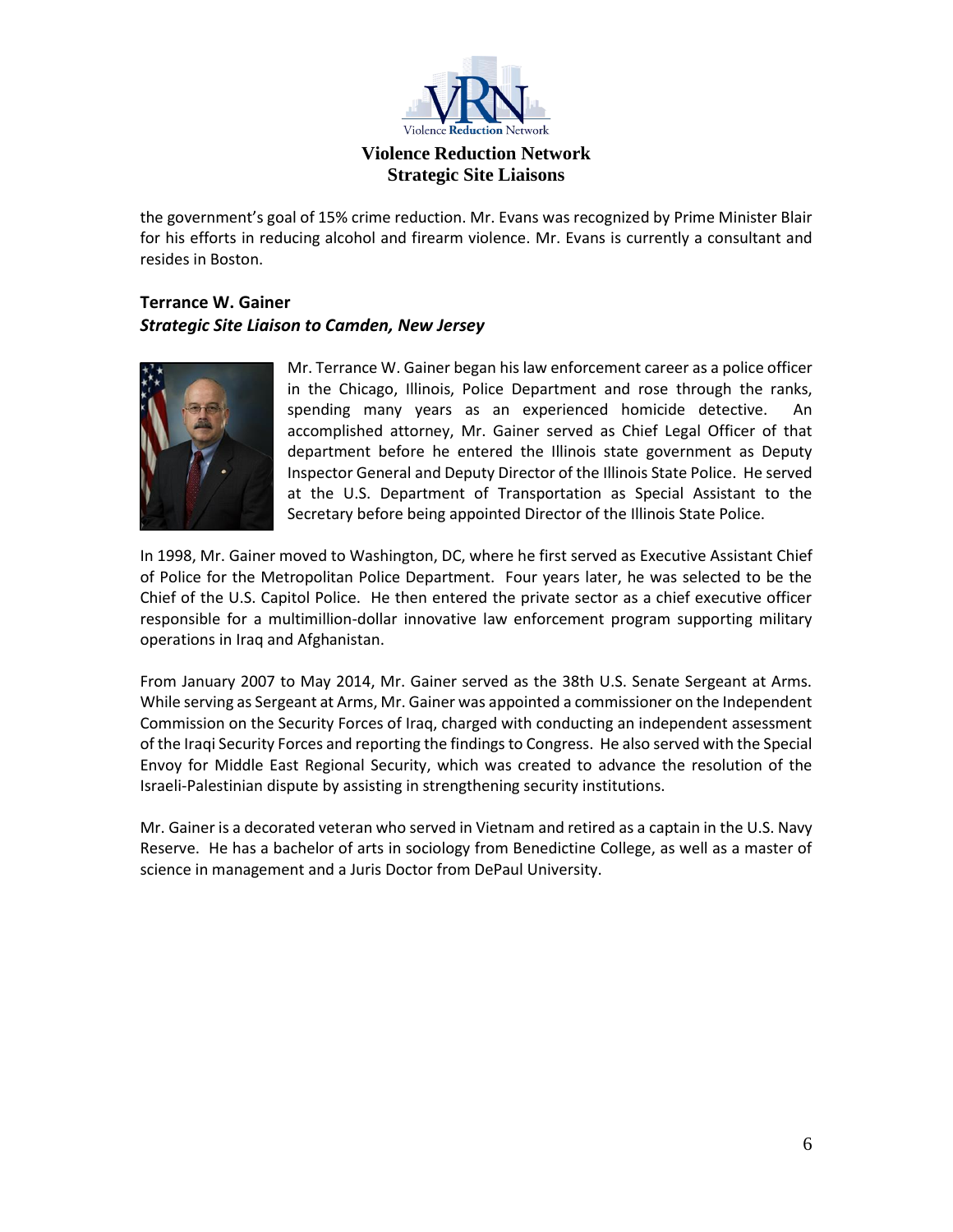the government's goal of 15% crime reduction. Mr. Evans was recognized by Prime Minister Blair for his efforts in reducing alcohol and firearm violence. Mr. Evans is currently a consultant and resides in Boston.

**Terrance W. Gainer**
***Strategic Site Liaison to Camden, New Jersey***

Mr. Terrance W. Gainer began his law enforcement career as a police officer in the Chicago, Illinois, Police Department and rose through the ranks, spending many years as an experienced homicide detective. An accomplished attorney, Mr. Gainer served as Chief Legal Officer of that department before he entered the Illinois state government as Deputy Inspector General and Deputy Director of the Illinois State Police. He served at the U.S. Department of Transportation as Special Assistant to the Secretary before being appointed Director of the Illinois State Police.

In 1998, Mr. Gainer moved to Washington, DC, where he first served as Executive Assistant Chief of Police for the Metropolitan Police Department. Four years later, he was selected to be the Chief of the U.S. Capitol Police. He then entered the private sector as a chief executive officer responsible for a multimillion-dollar innovative law enforcement program supporting military operations in Iraq and Afghanistan.

From January 2007 to May 2014, Mr. Gainer served as the 38th U.S. Senate Sergeant at Arms. While serving as Sergeant at Arms, Mr. Gainer was appointed a commissioner on the Independent Commission on the Security Forces of Iraq, charged with conducting an independent assessment of the Iraqi Security Forces and reporting the findings to Congress. He also served with the Special Envoy for Middle East Regional Security, which was created to advance the resolution of the Israeli-Palestinian dispute by assisting in strengthening security institutions.

Mr. Gainer is a decorated veteran who served in Vietnam and retired as a captain in the U.S. Navy Reserve. He has a bachelor of arts in sociology from Benedictine College, as well as a master of science in management and a Juris Doctor from DePaul University.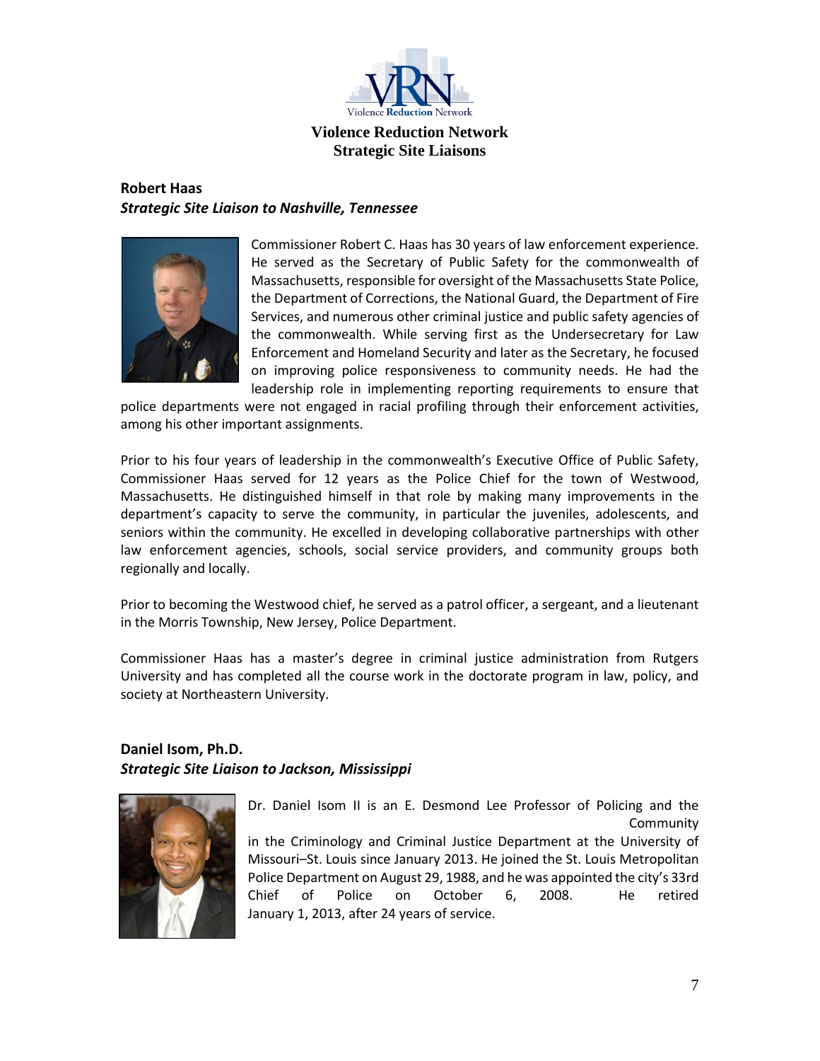# Violence Reduction Network

## Strategic Site Liaisons

### Robert Haas

***Strategic Site Liaison to Nashville, Tennessee***

Commissioner Robert C. Haas has 30 years of law enforcement experience. He served as the Secretary of Public Safety for the commonwealth of Massachusetts, responsible for oversight of the Massachusetts State Police, the Department of Corrections, the National Guard, the Department of Fire Services, and numerous other criminal justice and public safety agencies of the commonwealth. While serving first as the Undersecretary for Law Enforcement and Homeland Security and later as the Secretary, he focused on improving police responsiveness to community needs. He had the leadership role in implementing reporting requirements to ensure that police departments were not engaged in racial profiling through their enforcement activities, among his other important assignments.

Prior to his four years of leadership in the commonwealth's Executive Office of Public Safety, Commissioner Haas served for 12 years as the Police Chief for the town of Westwood, Massachusetts. He distinguished himself in that role by making many improvements in the department's capacity to serve the community, in particular the juveniles, adolescents, and seniors within the community. He excelled in developing collaborative partnerships with other law enforcement agencies, schools, social service providers, and community groups both regionally and locally.

Prior to becoming the Westwood chief, he served as a patrol officer, a sergeant, and a lieutenant in the Morris Township, New Jersey, Police Department.

Commissioner Haas has a master's degree in criminal justice administration from Rutgers University and has completed all the course work in the doctorate program in law, policy, and society at Northeastern University.

### Daniel Isom, Ph.D.

***Strategic Site Liaison to Jackson, Mississippi***

Dr. Daniel Isom II is an E. Desmond Lee Professor of Policing and the Community in the Criminology and Criminal Justice Department at the University of Missouri–St. Louis since January 2013. He joined the St. Louis Metropolitan Police Department on August 29, 1988, and he was appointed the city's 33rd Chief of Police on October 6, 2008. He retired January 1, 2013, after 24 years of service.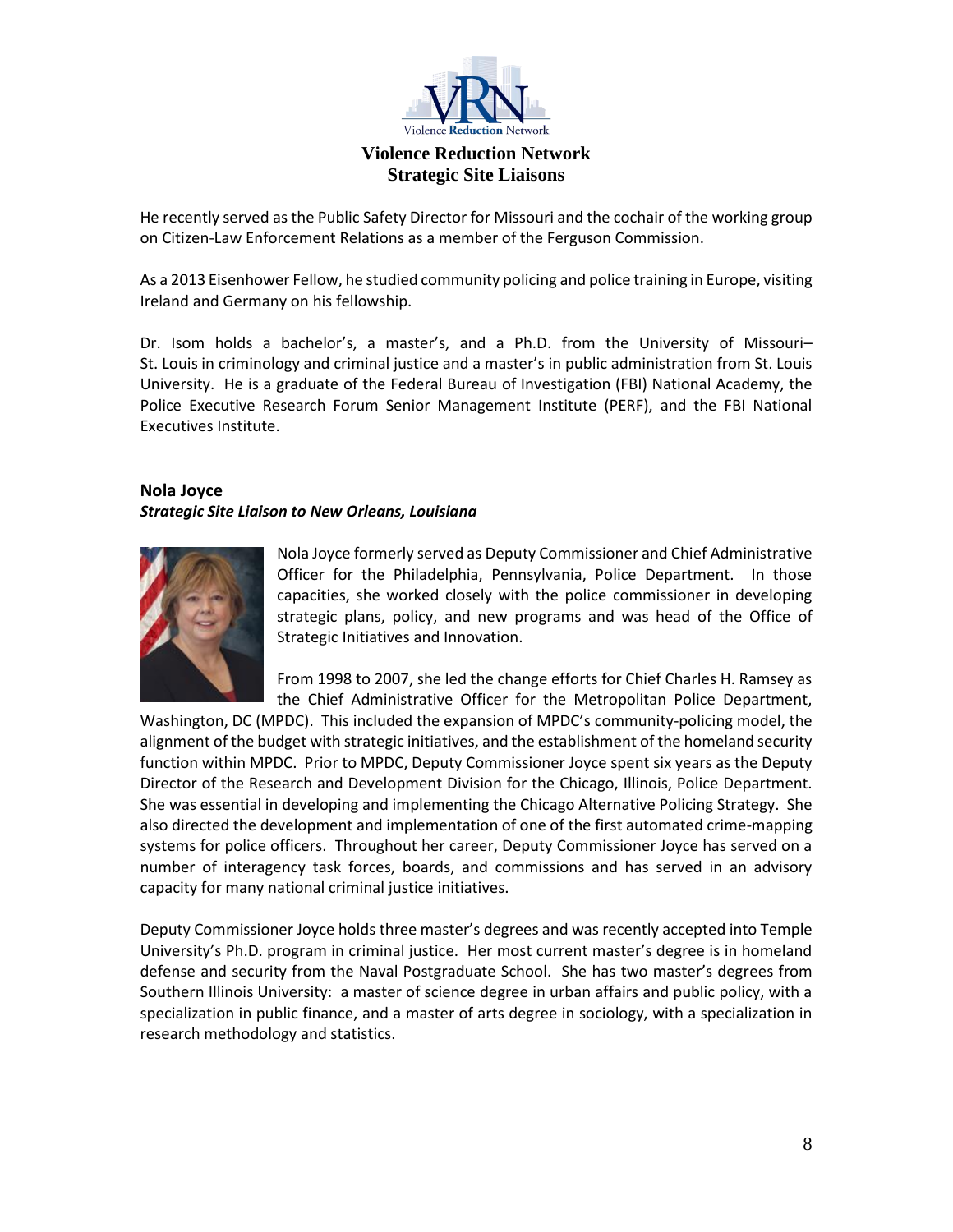He recently served as the Public Safety Director for Missouri and the cochair of the working group on Citizen-Law Enforcement Relations as a member of the Ferguson Commission.

As a 2013 Eisenhower Fellow, he studied community policing and police training in Europe, visiting Ireland and Germany on his fellowship.

Dr. Isom holds a bachelor's, a master's, and a Ph.D. from the University of Missouri–St. Louis in criminology and criminal justice and a master's in public administration from St. Louis University. He is a graduate of the Federal Bureau of Investigation (FBI) National Academy, the Police Executive Research Forum Senior Management Institute (PERF), and the FBI National Executives Institute.

**Nola Joyce**
***Strategic Site Liaison to New Orleans, Louisiana***

Nola Joyce formerly served as Deputy Commissioner and Chief Administrative Officer for the Philadelphia, Pennsylvania, Police Department. In those capacities, she worked closely with the police commissioner in developing strategic plans, policy, and new programs and was head of the Office of Strategic Initiatives and Innovation.

From 1998 to 2007, she led the change efforts for Chief Charles H. Ramsey as the Chief Administrative Officer for the Metropolitan Police Department, Washington, DC (MPDC). This included the expansion of MPDC's community-policing model, the alignment of the budget with strategic initiatives, and the establishment of the homeland security function within MPDC. Prior to MPDC, Deputy Commissioner Joyce spent six years as the Deputy Director of the Research and Development Division for the Chicago, Illinois, Police Department. She was essential in developing and implementing the Chicago Alternative Policing Strategy. She also directed the development and implementation of one of the first automated crime-mapping systems for police officers. Throughout her career, Deputy Commissioner Joyce has served on a number of interagency task forces, boards, and commissions and has served in an advisory capacity for many national criminal justice initiatives.

Deputy Commissioner Joyce holds three master's degrees and was recently accepted into Temple University's Ph.D. program in criminal justice. Her most current master's degree is in homeland defense and security from the Naval Postgraduate School. She has two master's degrees from Southern Illinois University: a master of science degree in urban affairs and public policy, with a specialization in public finance, and a master of arts degree in sociology, with a specialization in research methodology and statistics.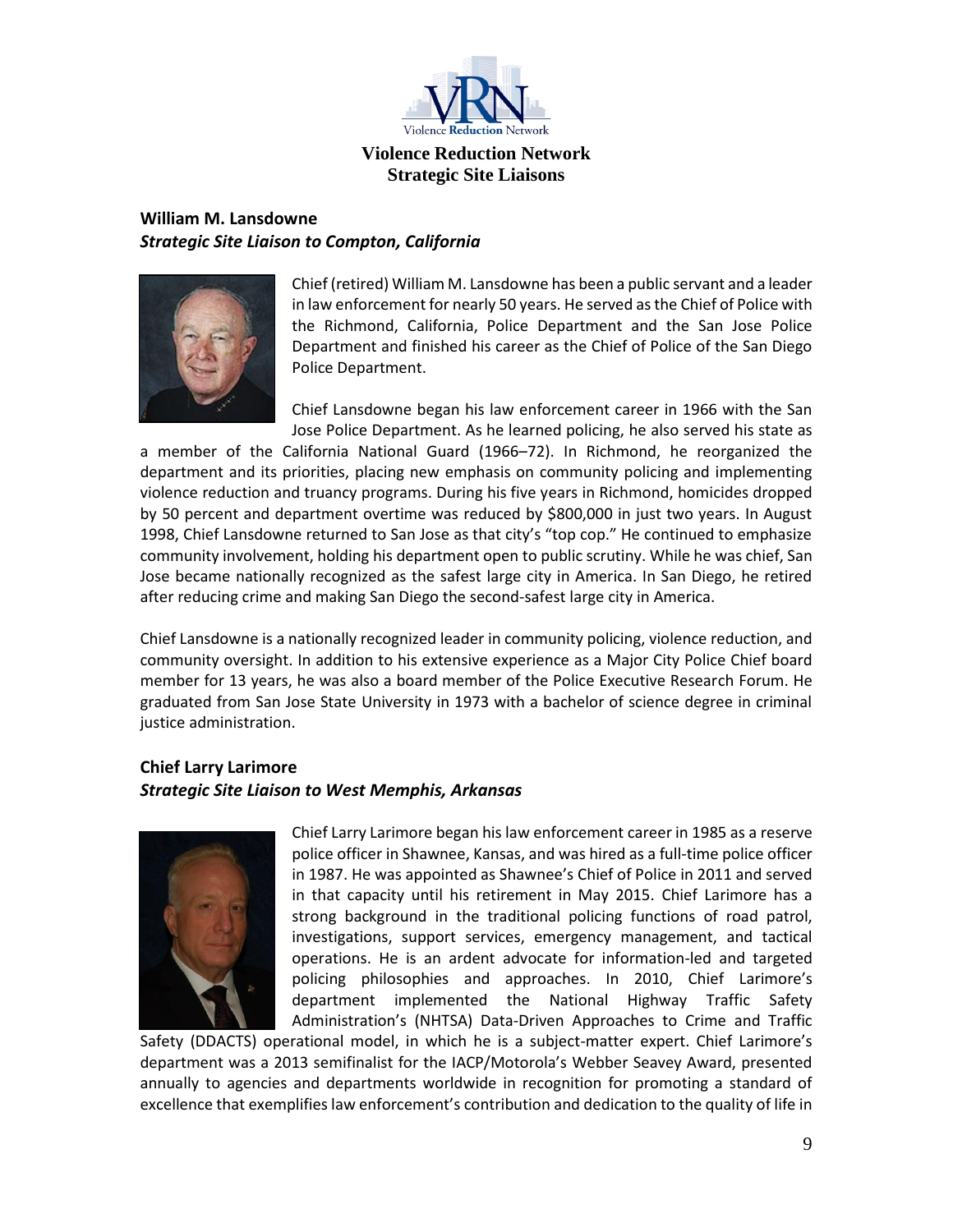# Violence Reduction Network
## Strategic Site Liaisons

**William M. Lansdowne**
***Strategic Site Liaison to Compton, California***

Chief (retired) William M. Lansdowne has been a public servant and a leader in law enforcement for nearly 50 years. He served as the Chief of Police with the Richmond, California, Police Department and the San Jose Police Department and finished his career as the Chief of Police of the San Diego Police Department.

Chief Lansdowne began his law enforcement career in 1966 with the San Jose Police Department. As he learned policing, he also served his state as a member of the California National Guard (1966–72). In Richmond, he reorganized the department and its priorities, placing new emphasis on community policing and implementing violence reduction and truancy programs. During his five years in Richmond, homicides dropped by 50 percent and department overtime was reduced by $800,000 in just two years. In August 1998, Chief Lansdowne returned to San Jose as that city's "top cop." He continued to emphasize community involvement, holding his department open to public scrutiny. While he was chief, San Jose became nationally recognized as the safest large city in America. In San Diego, he retired after reducing crime and making San Diego the second-safest large city in America.

Chief Lansdowne is a nationally recognized leader in community policing, violence reduction, and community oversight. In addition to his extensive experience as a Major City Police Chief board member for 13 years, he was also a board member of the Police Executive Research Forum. He graduated from San Jose State University in 1973 with a bachelor of science degree in criminal justice administration.

**Chief Larry Larimore**
***Strategic Site Liaison to West Memphis, Arkansas***

Chief Larry Larimore began his law enforcement career in 1985 as a reserve police officer in Shawnee, Kansas, and was hired as a full-time police officer in 1987. He was appointed as Shawnee's Chief of Police in 2011 and served in that capacity until his retirement in May 2015. Chief Larimore has a strong background in the traditional policing functions of road patrol, investigations, support services, emergency management, and tactical operations. He is an ardent advocate for information-led and targeted policing philosophies and approaches. In 2010, Chief Larimore's department implemented the National Highway Traffic Safety Administration's (NHTSA) Data-Driven Approaches to Crime and Traffic Safety (DDACTS) operational model, in which he is a subject-matter expert. Chief Larimore's department was a 2013 semifinalist for the IACP/Motorola's Webber Seavey Award, presented annually to agencies and departments worldwide in recognition for promoting a standard of excellence that exemplifies law enforcement's contribution and dedication to the quality of life in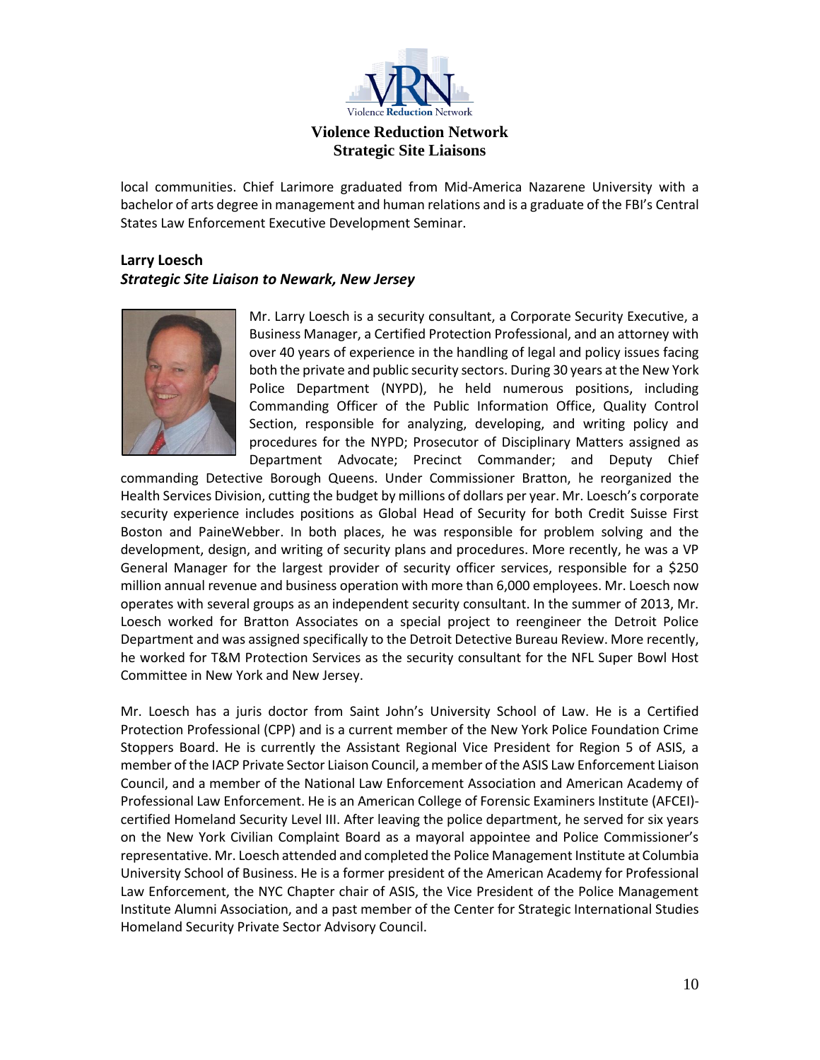local communities. Chief Larimore graduated from Mid-America Nazarene University with a bachelor of arts degree in management and human relations and is a graduate of the FBI's Central States Law Enforcement Executive Development Seminar.

**Larry Loesch**
***Strategic Site Liaison to Newark, New Jersey***

Mr. Larry Loesch is a security consultant, a Corporate Security Executive, a Business Manager, a Certified Protection Professional, and an attorney with over 40 years of experience in the handling of legal and policy issues facing both the private and public security sectors. During 30 years at the New York Police Department (NYPD), he held numerous positions, including Commanding Officer of the Public Information Office, Quality Control Section, responsible for analyzing, developing, and writing policy and procedures for the NYPD; Prosecutor of Disciplinary Matters assigned as Department Advocate; Precinct Commander; and Deputy Chief commanding Detective Borough Queens. Under Commissioner Bratton, he reorganized the Health Services Division, cutting the budget by millions of dollars per year. Mr. Loesch's corporate security experience includes positions as Global Head of Security for both Credit Suisse First Boston and PaineWebber. In both places, he was responsible for problem solving and the development, design, and writing of security plans and procedures. More recently, he was a VP General Manager for the largest provider of security officer services, responsible for a $250 million annual revenue and business operation with more than 6,000 employees. Mr. Loesch now operates with several groups as an independent security consultant. In the summer of 2013, Mr. Loesch worked for Bratton Associates on a special project to reengineer the Detroit Police Department and was assigned specifically to the Detroit Detective Bureau Review. More recently, he worked for T&M Protection Services as the security consultant for the NFL Super Bowl Host Committee in New York and New Jersey.

Mr. Loesch has a juris doctor from Saint John's University School of Law. He is a Certified Protection Professional (CPP) and is a current member of the New York Police Foundation Crime Stoppers Board. He is currently the Assistant Regional Vice President for Region 5 of ASIS, a member of the IACP Private Sector Liaison Council, a member of the ASIS Law Enforcement Liaison Council, and a member of the National Law Enforcement Association and American Academy of Professional Law Enforcement. He is an American College of Forensic Examiners Institute (AFCEI)-certified Homeland Security Level III. After leaving the police department, he served for six years on the New York Civilian Complaint Board as a mayoral appointee and Police Commissioner's representative. Mr. Loesch attended and completed the Police Management Institute at Columbia University School of Business. He is a former president of the American Academy for Professional Law Enforcement, the NYC Chapter chair of ASIS, the Vice President of the Police Management Institute Alumni Association, and a past member of the Center for Strategic International Studies Homeland Security Private Sector Advisory Council.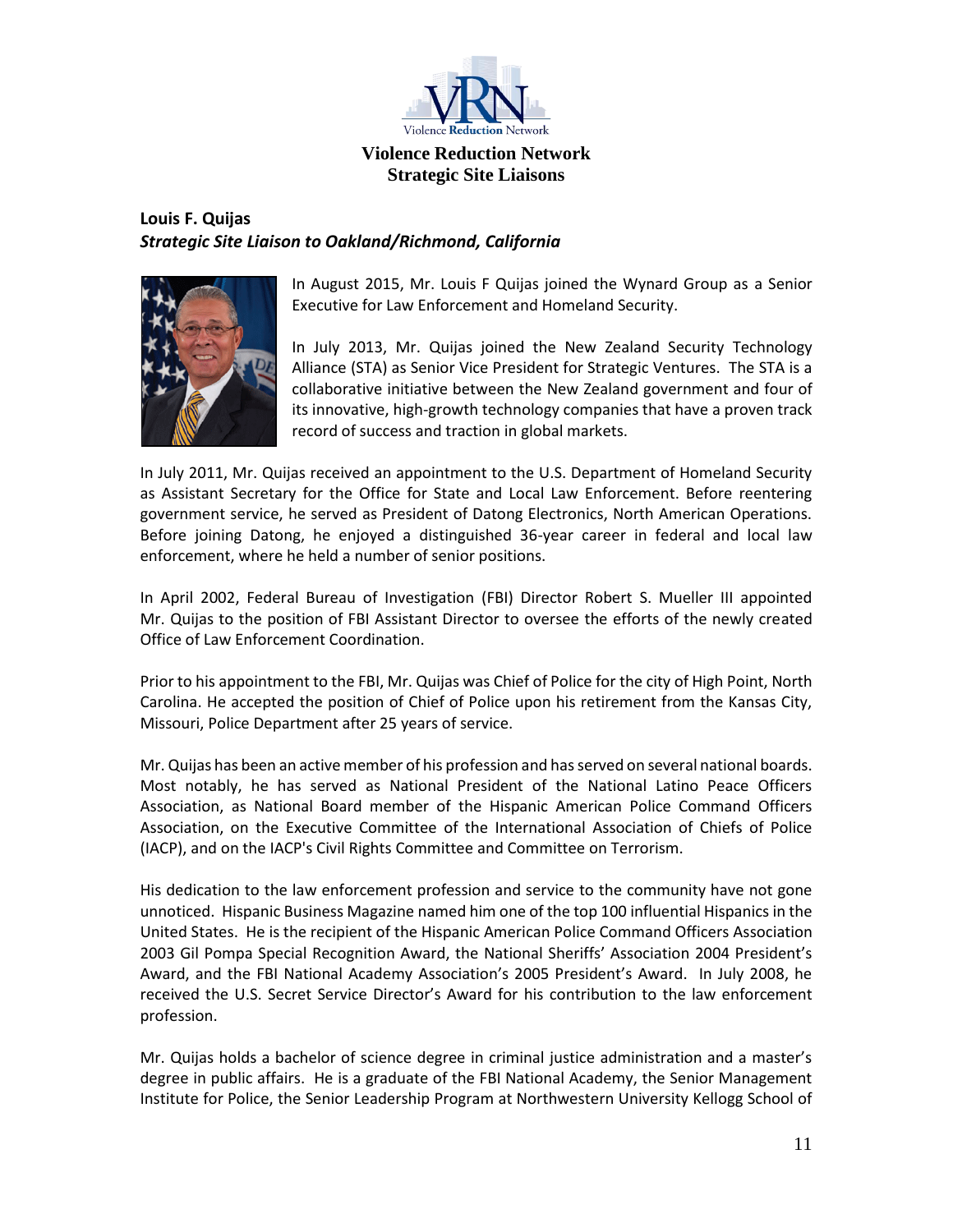# Violence Reduction Network
## Strategic Site Liaisons

**Louis F. Quijas**
***Strategic Site Liaison to Oakland/Richmond, California***

In August 2015, Mr. Louis F Quijas joined the Wynard Group as a Senior Executive for Law Enforcement and Homeland Security.

In July 2013, Mr. Quijas joined the New Zealand Security Technology Alliance (STA) as Senior Vice President for Strategic Ventures. The STA is a collaborative initiative between the New Zealand government and four of its innovative, high-growth technology companies that have a proven track record of success and traction in global markets.

In July 2011, Mr. Quijas received an appointment to the U.S. Department of Homeland Security as Assistant Secretary for the Office for State and Local Law Enforcement. Before reentering government service, he served as President of Datong Electronics, North American Operations. Before joining Datong, he enjoyed a distinguished 36-year career in federal and local law enforcement, where he held a number of senior positions.

In April 2002, Federal Bureau of Investigation (FBI) Director Robert S. Mueller III appointed Mr. Quijas to the position of FBI Assistant Director to oversee the efforts of the newly created Office of Law Enforcement Coordination.

Prior to his appointment to the FBI, Mr. Quijas was Chief of Police for the city of High Point, North Carolina. He accepted the position of Chief of Police upon his retirement from the Kansas City, Missouri, Police Department after 25 years of service.

Mr. Quijas has been an active member of his profession and has served on several national boards. Most notably, he has served as National President of the National Latino Peace Officers Association, as National Board member of the Hispanic American Police Command Officers Association, on the Executive Committee of the International Association of Chiefs of Police (IACP), and on the IACP's Civil Rights Committee and Committee on Terrorism.

His dedication to the law enforcement profession and service to the community have not gone unnoticed. Hispanic Business Magazine named him one of the top 100 influential Hispanics in the United States. He is the recipient of the Hispanic American Police Command Officers Association 2003 Gil Pompa Special Recognition Award, the National Sheriffs' Association 2004 President's Award, and the FBI National Academy Association's 2005 President's Award. In July 2008, he received the U.S. Secret Service Director's Award for his contribution to the law enforcement profession.

Mr. Quijas holds a bachelor of science degree in criminal justice administration and a master's degree in public affairs. He is a graduate of the FBI National Academy, the Senior Management Institute for Police, the Senior Leadership Program at Northwestern University Kellogg School of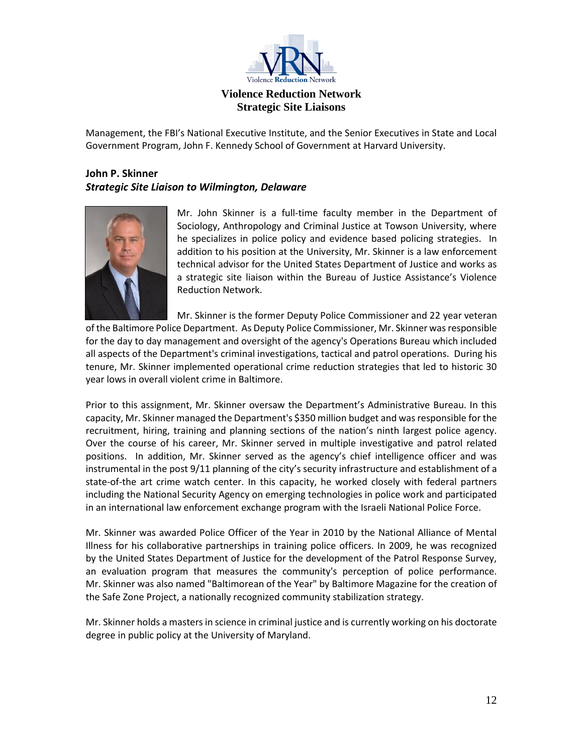Management, the FBI's National Executive Institute, and the Senior Executives in State and Local Government Program, John F. Kennedy School of Government at Harvard University.

**John P. Skinner**
***Strategic Site Liaison to Wilmington, Delaware***

Mr. John Skinner is a full-time faculty member in the Department of Sociology, Anthropology and Criminal Justice at Towson University, where he specializes in police policy and evidence based policing strategies. In addition to his position at the University, Mr. Skinner is a law enforcement technical advisor for the United States Department of Justice and works as a strategic site liaison within the Bureau of Justice Assistance's Violence Reduction Network.

Mr. Skinner is the former Deputy Police Commissioner and 22 year veteran of the Baltimore Police Department. As Deputy Police Commissioner, Mr. Skinner was responsible for the day to day management and oversight of the agency's Operations Bureau which included all aspects of the Department's criminal investigations, tactical and patrol operations. During his tenure, Mr. Skinner implemented operational crime reduction strategies that led to historic 30 year lows in overall violent crime in Baltimore.

Prior to this assignment, Mr. Skinner oversaw the Department's Administrative Bureau. In this capacity, Mr. Skinner managed the Department's $350 million budget and was responsible for the recruitment, hiring, training and planning sections of the nation's ninth largest police agency. Over the course of his career, Mr. Skinner served in multiple investigative and patrol related positions. In addition, Mr. Skinner served as the agency's chief intelligence officer and was instrumental in the post 9/11 planning of the city's security infrastructure and establishment of a state-of-the art crime watch center. In this capacity, he worked closely with federal partners including the National Security Agency on emerging technologies in police work and participated in an international law enforcement exchange program with the Israeli National Police Force.

Mr. Skinner was awarded Police Officer of the Year in 2010 by the National Alliance of Mental Illness for his collaborative partnerships in training police officers. In 2009, he was recognized by the United States Department of Justice for the development of the Patrol Response Survey, an evaluation program that measures the community's perception of police performance. Mr. Skinner was also named "Baltimorean of the Year" by Baltimore Magazine for the creation of the Safe Zone Project, a nationally recognized community stabilization strategy.

Mr. Skinner holds a masters in science in criminal justice and is currently working on his doctorate degree in public policy at the University of Maryland.